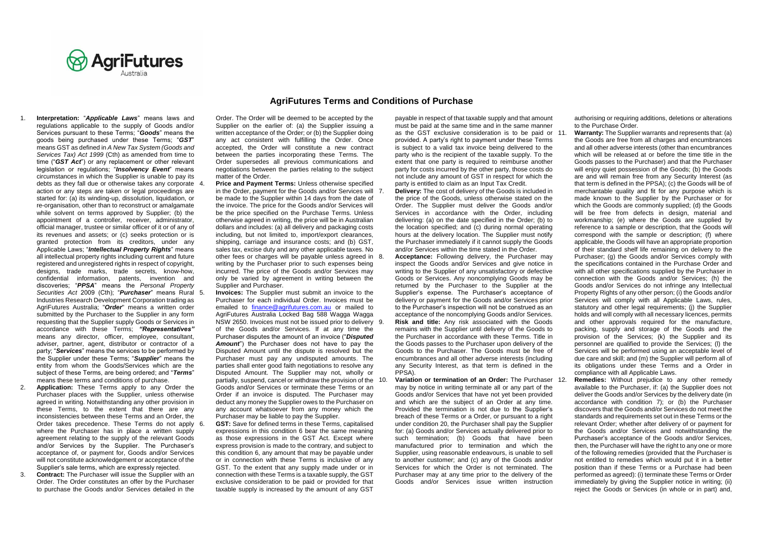# AgriFutures Terms and Conditions of Purchase

1. **Interpretation:** "*Applicable Laws*" means laws and regulations applicable to the supply of Goods and/or Services pursuant to these Terms; "*Goods*" means the goods being purchased under these Terms; "*GST*" means GST as defined in *A New Tax System (Goods and Services Tax) Act 1999* (Cth) as amended from time to time ("*GST Act*") or any replacement or other relevant legislation or regulations; "*Insolvency Event*" means circumstances in which the Supplier is unable to pay its debts as they fall due or otherwise takes any corporate action or any steps are taken or legal proceedings are started for: (a) its winding-up, dissolution, liquidation, or re-organisation, other than to reconstruct or amalgamate while solvent on terms approved by Supplier; (b) the appointment of a controller, receiver, administrator, official manager, trustee or similar officer of it or of any of its revenues and assets; or (c) seeks protection or is granted protection from its creditors, under any Applicable Laws; "*Intellectual Property Rights*" means all intellectual property rights including current and future registered and unregistered rights in respect of copyright, designs, trade marks, trade secrets, know-how, confidential information, patents, invention and discoveries; "*PPSA*" means the *Personal Property Securities Act* 2009 (Cth); "*Purchaser*" means Rural Industries Research Development Corporation trading as AgriFutures Australia; "*Order*" means a written order submitted by the Purchaser to the Supplier in any form requesting that the Supplier supply Goods or Services in accordance with these Terms; *"Representatives"* means any director, officer, employee, consultant, adviser, partner, agent, distributor or contractor of a party; "*Services*" means the services to be performed by the Supplier under these Terms; "*Supplier*" means the entity from whom the Goods/Services which are the subject of these Terms, are being ordered; and "*Terms*" means these terms and conditions of purchase.
2. **Application:** These Terms apply to any Order the Purchaser places with the Supplier, unless otherwise agreed in writing. Notwithstanding any other provision in these Terms, to the extent that there are any inconsistencies between these Terms and an Order, the Order takes precedence. These Terms do not apply where the Purchaser has in place a written supply agreement relating to the supply of the relevant Goods and/or Services by the Supplier. The Purchaser's acceptance of, or payment for, Goods and/or Services will not constitute acknowledgement or acceptance of the Supplier's sale terms, which are expressly rejected.
3. **Contract:** The Purchaser will issue the Supplier with an Order. The Order constitutes an offer by the Purchaser to purchase the Goods and/or Services detailed in the Order. The Order will be deemed to be accepted by the Supplier on the earlier of: (a) the Supplier issuing a written acceptance of the Order; or (b) the Supplier doing any act consistent with fulfilling the Order. Once accepted, the Order will constitute a new contract between the parties incorporating these Terms. The Order supersedes all previous communications and negotiations between the parties relating to the subject matter of the Order.
4. **Price and Payment Terms:** Unless otherwise specified in the Order, payment for the Goods and/or Services will be made to the Supplier within 14 days from the date of the invoice. The price for the Goods and/or Services will be the price specified on the Purchase Terms. Unless otherwise agreed in writing, the price will be in Australian dollars and includes: (a) all delivery and packaging costs including, but not limited to, import/export clearances, shipping, carriage and insurance costs; and (b) GST, sales tax, excise duty and any other applicable taxes. No other fees or charges will be payable unless agreed in writing by the Purchaser prior to such expenses being incurred. The price of the Goods and/or Services may only be varied by agreement in writing between the Supplier and Purchaser.
5. **Invoices:** The Supplier must submit an invoice to the Purchaser for each individual Order. Invoices must be emailed to finance@agrifutures.com.au or mailed to AgriFutures Australia Locked Bag 588 Wagga Wagga NSW 2650. Invoices must not be issued prior to delivery of the Goods and/or Services. If at any time the Purchaser disputes the amount of an invoice ("*Disputed Amount*") the Purchaser does not have to pay the Disputed Amount until the dispute is resolved but the Purchaser must pay any undisputed amounts. The parties shall enter good faith negotiations to resolve any Disputed Amount. The Supplier may not, wholly or partially, suspend, cancel or withdraw the provision of the Goods and/or Services or terminate these Terms or an Order if an invoice is disputed. The Purchaser may deduct any money the Supplier owes to the Purchaser on any account whatsoever from any money which the Purchaser may be liable to pay the Supplier.
6. **GST:** Save for defined terms in these Terms, capitalised expressions in this condition 6 bear the same meaning as those expressions in the GST Act. Except where express provision is made to the contrary, and subject to this condition 6, any amount that may be payable under or in connection with these Terms is inclusive of any GST. To the extent that any supply made under or in connection with these Terms is a taxable supply, the GST exclusive consideration to be paid or provided for that taxable supply is increased by the amount of any GST payable in respect of that taxable supply and that amount must be paid at the same time and in the same manner as the GST exclusive consideration is to be paid or provided. A party's right to payment under these Terms is subject to a valid tax invoice being delivered to the party who is the recipient of the taxable supply. To the extent that one party is required to reimburse another party for costs incurred by the other party, those costs do not include any amount of GST in respect for which the party is entitled to claim as an Input Tax Credit.
7. **Delivery:** The cost of delivery of the Goods is included in the price of the Goods, unless otherwise stated on the Order. The Supplier must deliver the Goods and/or Services in accordance with the Order, including delivering: (a) on the date specified in the Order; (b) to the location specified; and (c) during normal operating hours at the delivery location. The Supplier must notify the Purchaser immediately if it cannot supply the Goods and/or Services within the time stated in the Order.
8. **Acceptance:** Following delivery, the Purchaser may inspect the Goods and/or Services and give notice in writing to the Supplier of any unsatisfactory or defective Goods or Services. Any noncomplying Goods may be returned by the Purchaser to the Supplier at the Supplier's expense. The Purchaser's acceptance of delivery or payment for the Goods and/or Services prior to the Purchaser's inspection will not be construed as an acceptance of the noncomplying Goods and/or Services.
9. **Risk and title:** Any risk associated with the Goods remains with the Supplier until delivery of the Goods to the Purchaser in accordance with these Terms. Title in the Goods passes to the Purchaser upon delivery of the Goods to the Purchaser. The Goods must be free of encumbrances and all other adverse interests (including any Security Interest, as that term is defined in the PPSA).
10. **Variation or termination of an Order:** The Purchaser may by notice in writing terminate all or any part of the Goods and/or Services that have not yet been provided and which are the subject of an Order at any time. Provided the termination is not due to the Supplier's breach of these Terms or a Order, or pursuant to a right under condition 20, the Purchaser shall pay the Supplier for: (a) Goods and/or Services actually delivered prior to such termination; (b) Goods that have been manufactured prior to termination and which the Supplier, using reasonable endeavours, is unable to sell to another customer; and (c) any of the Goods and/or Services for which the Order is not terminated. The Purchaser may at any time prior to the delivery of the Goods and/or Services issue written instruction authorising or requiring additions, deletions or alterations to the Purchase Order.
11. **Warranty:** The Supplier warrants and represents that: (a) the Goods are free from all charges and encumbrances and all other adverse interests (other than encumbrances which will be released at or before the time the title in the Goods passes to the Purchaser) and that the Purchaser will enjoy quiet possession of the Goods; (b) the Goods are and will remain free from any Security Interest (as that term is defined in the PPSA); (c) the Goods will be of merchantable quality and fit for any purpose which is made known to the Supplier by the Purchaser or for which the Goods are commonly supplied; (d) the Goods will be free from defects in design, material and workmanship; (e) where the Goods are supplied by reference to a sample or description, that the Goods will correspond with the sample or description; (f) where applicable, the Goods will have an appropriate proportion of their standard shelf life remaining on delivery to the Purchaser; (g) the Goods and/or Services comply with the specifications contained in the Purchase Order and with all other specifications supplied by the Purchaser in connection with the Goods and/or Services; (h) the Goods and/or Services do not infringe any Intellectual Property Rights of any other person; (i) the Goods and/or Services will comply with all Applicable Laws, rules, statutory and other legal requirements; (j) the Supplier holds and will comply with all necessary licences, permits and other approvals required for the manufacture, packing, supply and storage of the Goods and the provision of the Services; (k) the Supplier and its personnel are qualified to provide the Services; (l) the Services will be performed using an acceptable level of due care and skill; and (m) the Supplier will perform all of its obligations under these Terms and a Order in compliance with all Applicable Laws.
12. **Remedies:** Without prejudice to any other remedy available to the Purchaser, if: (a) the Supplier does not deliver the Goods and/or Services by the delivery date (in accordance with condition 7); or (b) the Purchaser discovers that the Goods and/or Services do not meet the standards and requirements set out in these Terms or the relevant Order; whether after delivery of or payment for the Goods and/or Services and notwithstanding the Purchaser's acceptance of the Goods and/or Services, then, the Purchaser will have the right to any one or more of the following remedies (provided that the Purchaser is not entitled to remedies which would put it in a better position than if these Terms or a Purchase had been performed as agreed): (i) terminate these Terms or Order immediately by giving the Supplier notice in writing; (ii) reject the Goods or Services (in whole or in part) and,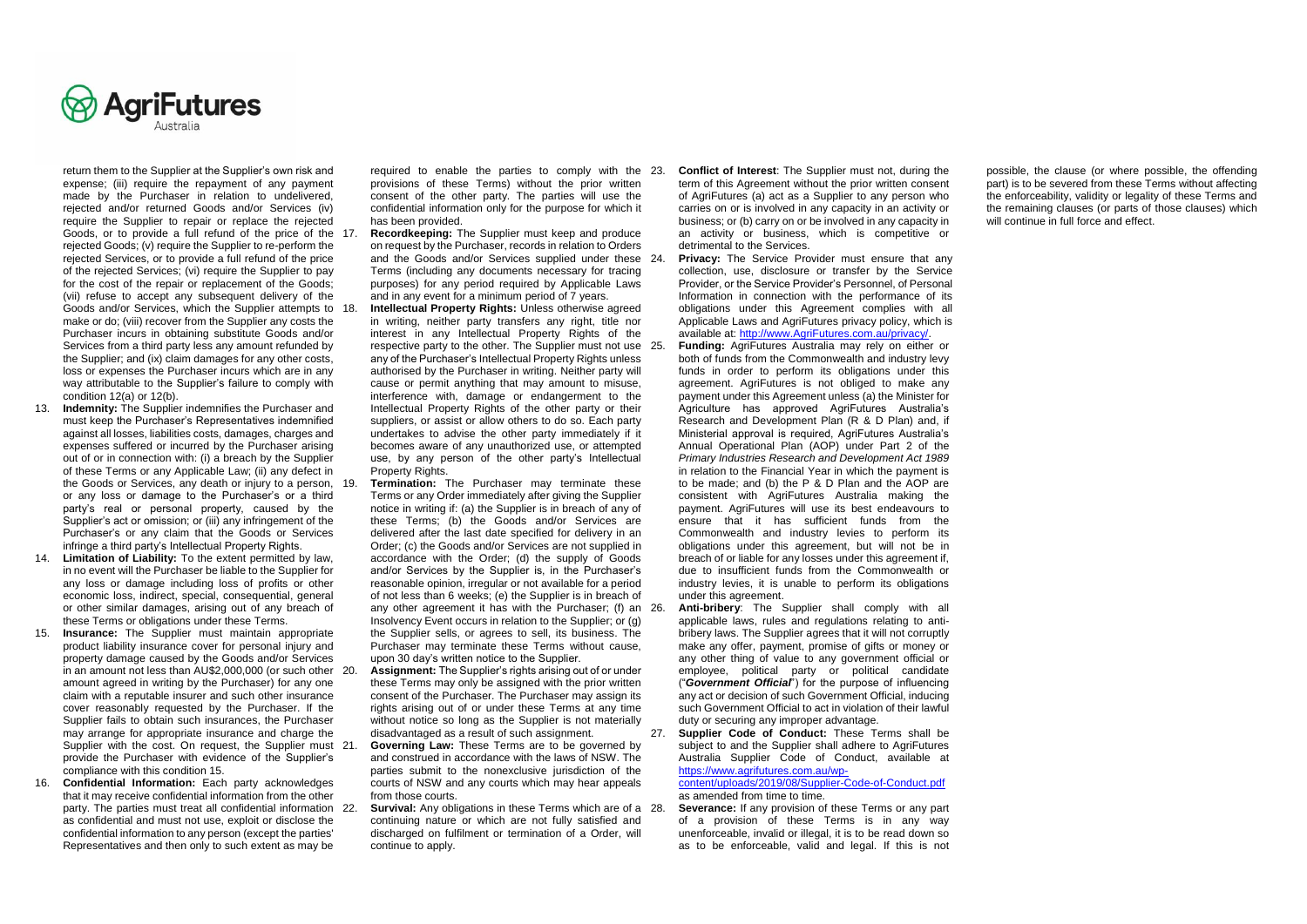return them to the Supplier at the Supplier's own risk and expense; (iii) require the repayment of any payment made by the Purchaser in relation to undelivered, rejected and/or returned Goods and/or Services (iv) require the Supplier to repair or replace the rejected Goods, or to provide a full refund of the price of the rejected Goods; (v) require the Supplier to re-perform the rejected Services, or to provide a full refund of the price of the rejected Services; (vi) require the Supplier to pay for the cost of the repair or replacement of the Goods; (vii) refuse to accept any subsequent delivery of the Goods and/or Services, which the Supplier attempts to make or do; (viii) recover from the Supplier any costs the Purchaser incurs in obtaining substitute Goods and/or Services from a third party less any amount refunded by the Supplier; and (ix) claim damages for any other costs, loss or expenses the Purchaser incurs which are in any way attributable to the Supplier's failure to comply with condition 12(a) or 12(b).

13. **Indemnity:** The Supplier indemnifies the Purchaser and must keep the Purchaser's Representatives indemnified against all losses, liabilities costs, damages, charges and expenses suffered or incurred by the Purchaser arising out of or in connection with: (i) a breach by the Supplier of these Terms or any Applicable Law; (ii) any defect in the Goods or Services, any death or injury to a person, or any loss or damage to the Purchaser's or a third party's real or personal property, caused by the Supplier's act or omission; or (iii) any infringement of the Purchaser's or any claim that the Goods or Services infringe a third party's Intellectual Property Rights.
14. **Limitation of Liability:** To the extent permitted by law, in no event will the Purchaser be liable to the Supplier for any loss or damage including loss of profits or other economic loss, indirect, special, consequential, general or other similar damages, arising out of any breach of these Terms or obligations under these Terms.
15. **Insurance:** The Supplier must maintain appropriate product liability insurance cover for personal injury and property damage caused by the Goods and/or Services in an amount not less than AU$2,000,000 (or such other amount agreed in writing by the Purchaser) for any one claim with a reputable insurer and such other insurance cover reasonably requested by the Purchaser. If the Supplier fails to obtain such insurances, the Purchaser may arrange for appropriate insurance and charge the Supplier with the cost. On request, the Supplier must provide the Purchaser with evidence of the Supplier's compliance with this condition 15.
16. **Confidential Information:** Each party acknowledges that it may receive confidential information from the other party. The parties must treat all confidential information as confidential and must not use, exploit or disclose the confidential information to any person (except the parties' Representatives and then only to such extent as may be required to enable the parties to comply with the provisions of these Terms) without the prior written consent of the other party. The parties will use the confidential information only for the purpose for which it has been provided.
17. **Recordkeeping:** The Supplier must keep and produce on request by the Purchaser, records in relation to Orders and the Goods and/or Services supplied under these Terms (including any documents necessary for tracing purposes) for any period required by Applicable Laws and in any event for a minimum period of 7 years.
18. **Intellectual Property Rights:** Unless otherwise agreed in writing, neither party transfers any right, title nor interest in any Intellectual Property Rights of the respective party to the other. The Supplier must not use any of the Purchaser's Intellectual Property Rights unless authorised by the Purchaser in writing. Neither party will cause or permit anything that may amount to misuse, interference with, damage or endangerment to the Intellectual Property Rights of the other party or their suppliers, or assist or allow others to do so. Each party undertakes to advise the other party immediately if it becomes aware of any unauthorized use, or attempted use, by any person of the other party's Intellectual Property Rights.
19. **Termination:** The Purchaser may terminate these Terms or any Order immediately after giving the Supplier notice in writing if: (a) the Supplier is in breach of any of these Terms; (b) the Goods and/or Services are delivered after the last date specified for delivery in an Order; (c) the Goods and/or Services are not supplied in accordance with the Order; (d) the supply of Goods and/or Services by the Supplier is, in the Purchaser's reasonable opinion, irregular or not available for a period of not less than 6 weeks; (e) the Supplier is in breach of any other agreement it has with the Purchaser; (f) an Insolvency Event occurs in relation to the Supplier; or (g) the Supplier sells, or agrees to sell, its business. The Purchaser may terminate these Terms without cause, upon 30 day's written notice to the Supplier.
20. **Assignment:** The Supplier's rights arising out of or under these Terms may only be assigned with the prior written consent of the Purchaser. The Purchaser may assign its rights arising out of or under these Terms at any time without notice so long as the Supplier is not materially disadvantaged as a result of such assignment.
21. **Governing Law:** These Terms are to be governed by and construed in accordance with the laws of NSW. The parties submit to the nonexclusive jurisdiction of the courts of NSW and any courts which may hear appeals from those courts.
22. **Survival:** Any obligations in these Terms which are of a continuing nature or which are not fully satisfied and discharged on fulfilment or termination of a Order, will continue to apply.
23. **Conflict of Interest**: The Supplier must not, during the term of this Agreement without the prior written consent of AgriFutures (a) act as a Supplier to any person who carries on or is involved in any capacity in an activity or business; or (b) carry on or be involved in any capacity in an activity or business, which is competitive or detrimental to the Services.
24. **Privacy:** The Service Provider must ensure that any collection, use, disclosure or transfer by the Service Provider, or the Service Provider's Personnel, of Personal Information in connection with the performance of its obligations under this Agreement complies with all Applicable Laws and AgriFutures privacy policy, which is available at: http://www.AgriFutures.com.au/privacy/.
25. **Funding:** AgriFutures Australia may rely on either or both of funds from the Commonwealth and industry levy funds in order to perform its obligations under this agreement. AgriFutures is not obliged to make any payment under this Agreement unless (a) the Minister for Agriculture has approved AgriFutures Australia's Research and Development Plan (R & D Plan) and, if Ministerial approval is required, AgriFutures Australia's Annual Operational Plan (AOP) under Part 2 of the *Primary Industries Research and Development Act 1989* in relation to the Financial Year in which the payment is to be made; and (b) the P & D Plan and the AOP are consistent with AgriFutures Australia making the payment. AgriFutures will use its best endeavours to ensure that it has sufficient funds from the Commonwealth and industry levies to perform its obligations under this agreement, but will not be in breach of or liable for any losses under this agreement if, due to insufficient funds from the Commonwealth or industry levies, it is unable to perform its obligations under this agreement.
26. **Anti-bribery**: The Supplier shall comply with all applicable laws, rules and regulations relating to anti-bribery laws. The Supplier agrees that it will not corruptly make any offer, payment, promise of gifts or money or any other thing of value to any government official or employee, political party or political candidate ("***Government Official***") for the purpose of influencing any act or decision of such Government Official, inducing such Government Official to act in violation of their lawful duty or securing any improper advantage.
27. **Supplier Code of Conduct:** These Terms shall be subject to and the Supplier shall adhere to AgriFutures Australia Supplier Code of Conduct, available at https://www.agrifutures.com.au/wp-content/uploads/2019/08/Supplier-Code-of-Conduct.pdf as amended from time to time.
28. **Severance:** If any provision of these Terms or any part of a provision of these Terms is in any way unenforceable, invalid or illegal, it is to be read down so as to be enforceable, valid and legal. If this is not possible, the clause (or where possible, the offending part) is to be severed from these Terms without affecting the enforceability, validity or legality of these Terms and the remaining clauses (or parts of those clauses) which will continue in full force and effect.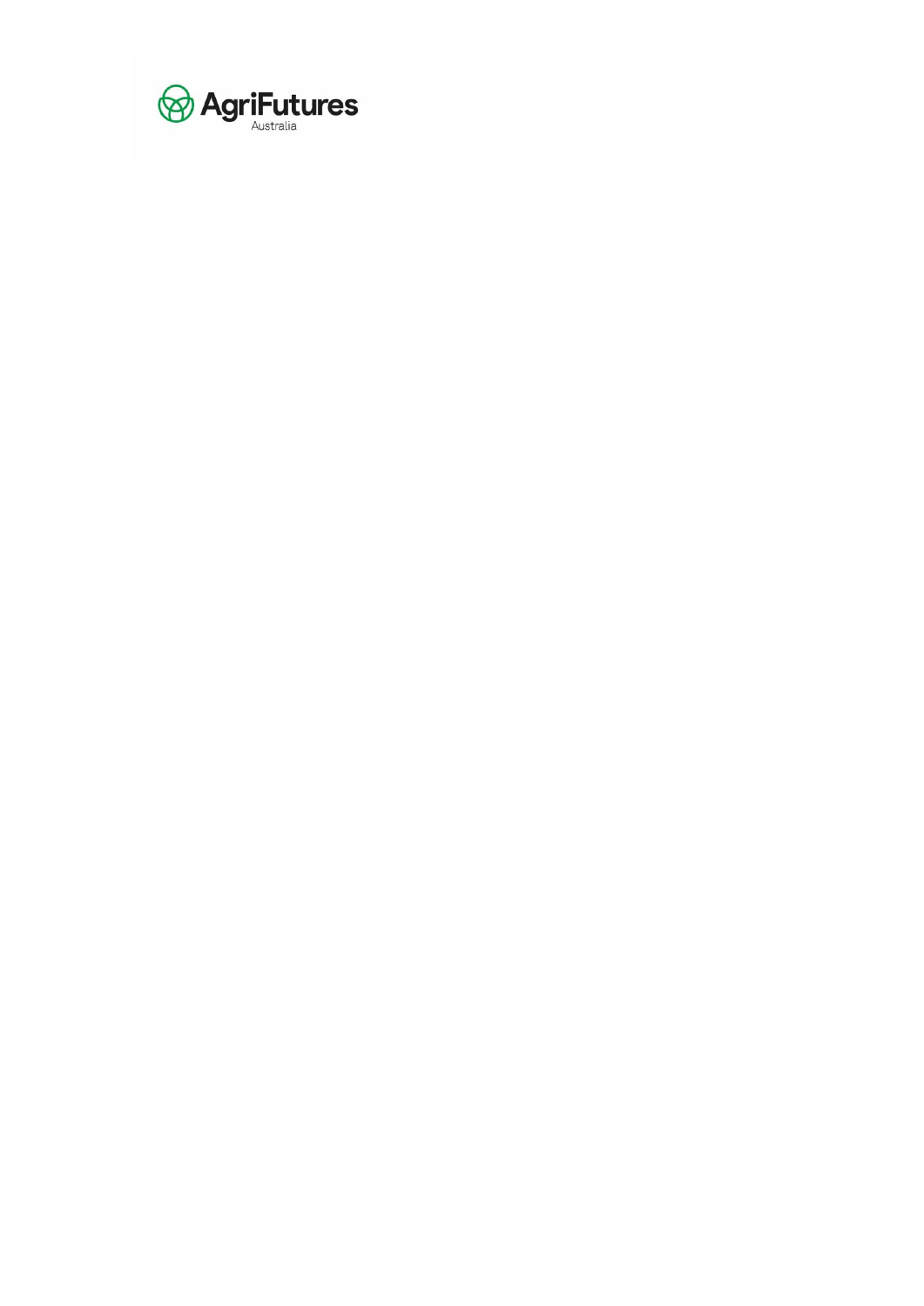AgriFutures Australia